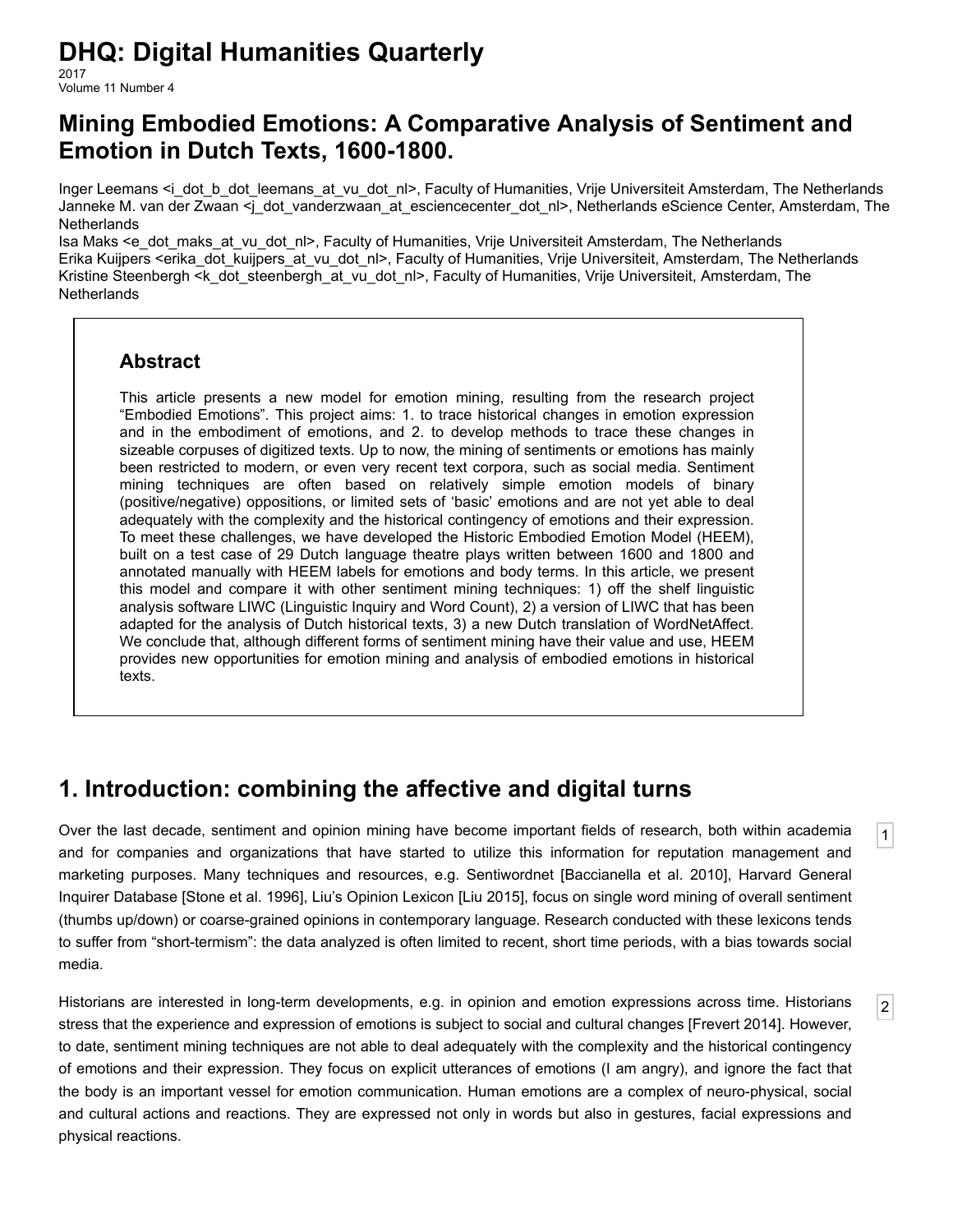# DHQ: Digital Humanities Quarterly

2017
Volume 11 Number 4

## Mining Embodied Emotions: A Comparative Analysis of Sentiment and Emotion in Dutch Texts, 1600-1800.

Inger Leemans <i_dot_b_dot_leemans_at_vu_dot_nl>, Faculty of Humanities, Vrije Universiteit Amsterdam, The Netherlands
Janneke M. van der Zwaan <j_dot_vanderzwaan_at_esciencecenter_dot_nl>, Netherlands eScience Center, Amsterdam, The Netherlands
Isa Maks <e_dot_maks_at_vu_dot_nl>, Faculty of Humanities, Vrije Universiteit Amsterdam, The Netherlands
Erika Kuijpers <erika_dot_kuijpers_at_vu_dot_nl>, Faculty of Humanities, Vrije Universiteit, Amsterdam, The Netherlands
Kristine Steenbergh <k_dot_steenbergh_at_vu_dot_nl>, Faculty of Humanities, Vrije Universiteit, Amsterdam, The Netherlands

### Abstract

This article presents a new model for emotion mining, resulting from the research project "Embodied Emotions". This project aims: 1. to trace historical changes in emotion expression and in the embodiment of emotions, and 2. to develop methods to trace these changes in sizeable corpuses of digitized texts. Up to now, the mining of sentiments or emotions has mainly been restricted to modern, or even very recent text corpora, such as social media. Sentiment mining techniques are often based on relatively simple emotion models of binary (positive/negative) oppositions, or limited sets of 'basic' emotions and are not yet able to deal adequately with the complexity and the historical contingency of emotions and their expression. To meet these challenges, we have developed the Historic Embodied Emotion Model (HEEM), built on a test case of 29 Dutch language theatre plays written between 1600 and 1800 and annotated manually with HEEM labels for emotions and body terms. In this article, we present this model and compare it with other sentiment mining techniques: 1) off the shelf linguistic analysis software LIWC (Linguistic Inquiry and Word Count), 2) a version of LIWC that has been adapted for the analysis of Dutch historical texts, 3) a new Dutch translation of WordNetAffect. We conclude that, although different forms of sentiment mining have their value and use, HEEM provides new opportunities for emotion mining and analysis of embodied emotions in historical texts.

## 1. Introduction: combining the affective and digital turns

1 Over the last decade, sentiment and opinion mining have become important fields of research, both within academia and for companies and organizations that have started to utilize this information for reputation management and marketing purposes. Many techniques and resources, e.g. Sentiwordnet [Baccianella et al. 2010], Harvard General Inquirer Database [Stone et al. 1996], Liu's Opinion Lexicon [Liu 2015], focus on single word mining of overall sentiment (thumbs up/down) or coarse-grained opinions in contemporary language. Research conducted with these lexicons tends to suffer from "short-termism": the data analyzed is often limited to recent, short time periods, with a bias towards social media.

2 Historians are interested in long-term developments, e.g. in opinion and emotion expressions across time. Historians stress that the experience and expression of emotions is subject to social and cultural changes [Frevert 2014]. However, to date, sentiment mining techniques are not able to deal adequately with the complexity and the historical contingency of emotions and their expression. They focus on explicit utterances of emotions (I am angry), and ignore the fact that the body is an important vessel for emotion communication. Human emotions are a complex of neuro-physical, social and cultural actions and reactions. They are expressed not only in words but also in gestures, facial expressions and physical reactions.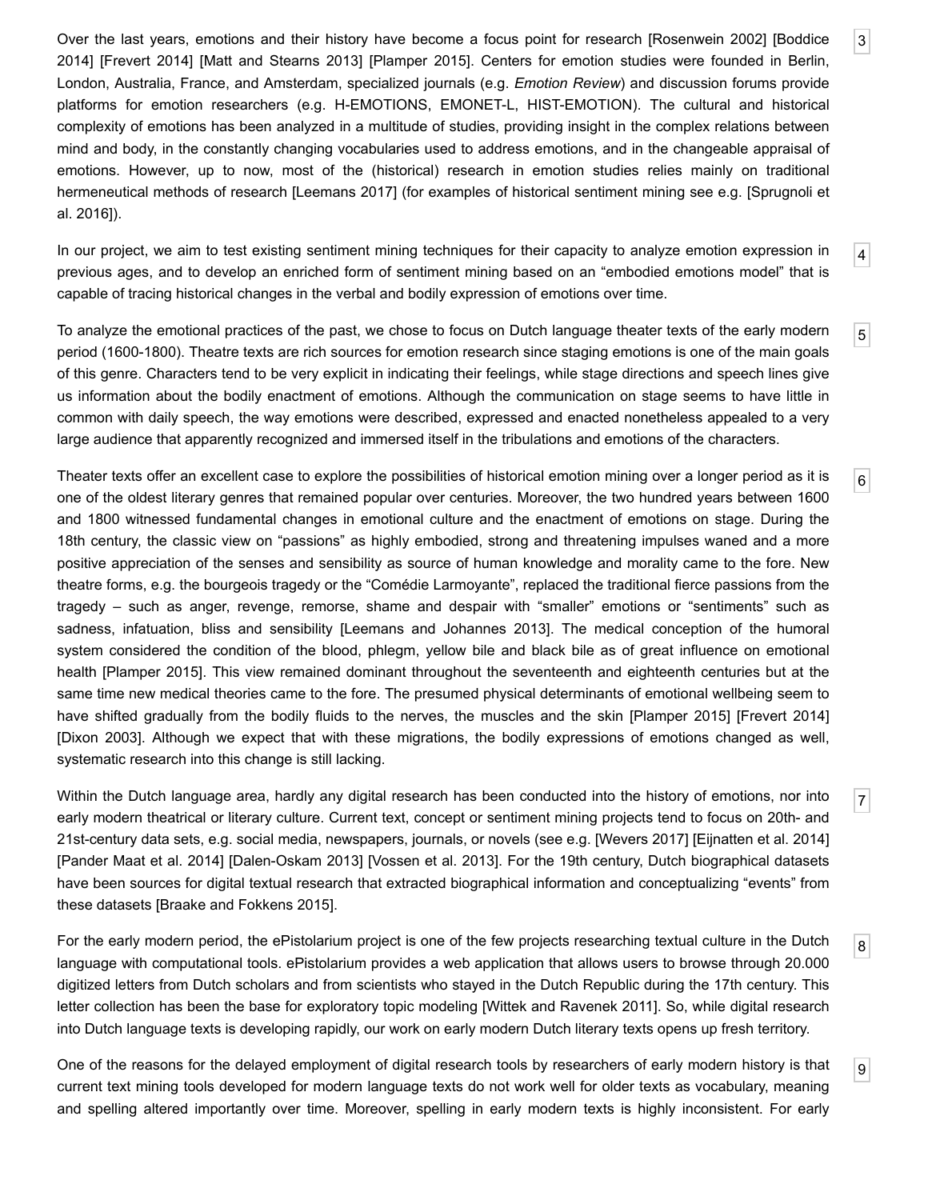Over the last years, emotions and their history have become a focus point for research [Rosenwein 2002] [Boddice 2014] [Frevert 2014] [Matt and Stearns 2013] [Plamper 2015]. Centers for emotion studies were founded in Berlin, London, Australia, France, and Amsterdam, specialized journals (e.g. *Emotion Review*) and discussion forums provide platforms for emotion researchers (e.g. H-EMOTIONS, EMONET-L, HIST-EMOTION). The cultural and historical complexity of emotions has been analyzed in a multitude of studies, providing insight in the complex relations between mind and body, in the constantly changing vocabularies used to address emotions, and in the changeable appraisal of emotions. However, up to now, most of the (historical) research in emotion studies relies mainly on traditional hermeneutical methods of research [Leemans 2017] (for examples of historical sentiment mining see e.g. [Sprugnoli et al. 2016]).

In our project, we aim to test existing sentiment mining techniques for their capacity to analyze emotion expression in previous ages, and to develop an enriched form of sentiment mining based on an "embodied emotions model" that is capable of tracing historical changes in the verbal and bodily expression of emotions over time.

To analyze the emotional practices of the past, we chose to focus on Dutch language theater texts of the early modern period (1600-1800). Theatre texts are rich sources for emotion research since staging emotions is one of the main goals of this genre. Characters tend to be very explicit in indicating their feelings, while stage directions and speech lines give us information about the bodily enactment of emotions. Although the communication on stage seems to have little in common with daily speech, the way emotions were described, expressed and enacted nonetheless appealed to a very large audience that apparently recognized and immersed itself in the tribulations and emotions of the characters.

Theater texts offer an excellent case to explore the possibilities of historical emotion mining over a longer period as it is one of the oldest literary genres that remained popular over centuries. Moreover, the two hundred years between 1600 and 1800 witnessed fundamental changes in emotional culture and the enactment of emotions on stage. During the 18th century, the classic view on "passions" as highly embodied, strong and threatening impulses waned and a more positive appreciation of the senses and sensibility as source of human knowledge and morality came to the fore. New theatre forms, e.g. the bourgeois tragedy or the "Comédie Larmoyante", replaced the traditional fierce passions from the tragedy – such as anger, revenge, remorse, shame and despair with "smaller" emotions or "sentiments" such as sadness, infatuation, bliss and sensibility [Leemans and Johannes 2013]. The medical conception of the humoral system considered the condition of the blood, phlegm, yellow bile and black bile as of great influence on emotional health [Plamper 2015]. This view remained dominant throughout the seventeenth and eighteenth centuries but at the same time new medical theories came to the fore. The presumed physical determinants of emotional wellbeing seem to have shifted gradually from the bodily fluids to the nerves, the muscles and the skin [Plamper 2015] [Frevert 2014] [Dixon 2003]. Although we expect that with these migrations, the bodily expressions of emotions changed as well, systematic research into this change is still lacking.

Within the Dutch language area, hardly any digital research has been conducted into the history of emotions, nor into early modern theatrical or literary culture. Current text, concept or sentiment mining projects tend to focus on 20th- and 21st-century data sets, e.g. social media, newspapers, journals, or novels (see e.g. [Wevers 2017] [Eijnatten et al. 2014] [Pander Maat et al. 2014] [Dalen-Oskam 2013] [Vossen et al. 2013]. For the 19th century, Dutch biographical datasets have been sources for digital textual research that extracted biographical information and conceptualizing "events" from these datasets [Braake and Fokkens 2015].

For the early modern period, the ePistolarium project is one of the few projects researching textual culture in the Dutch language with computational tools. ePistolarium provides a web application that allows users to browse through 20.000 digitized letters from Dutch scholars and from scientists who stayed in the Dutch Republic during the 17th century. This letter collection has been the base for exploratory topic modeling [Wittek and Ravenek 2011]. So, while digital research into Dutch language texts is developing rapidly, our work on early modern Dutch literary texts opens up fresh territory.

One of the reasons for the delayed employment of digital research tools by researchers of early modern history is that current text mining tools developed for modern language texts do not work well for older texts as vocabulary, meaning and spelling altered importantly over time. Moreover, spelling in early modern texts is highly inconsistent. For early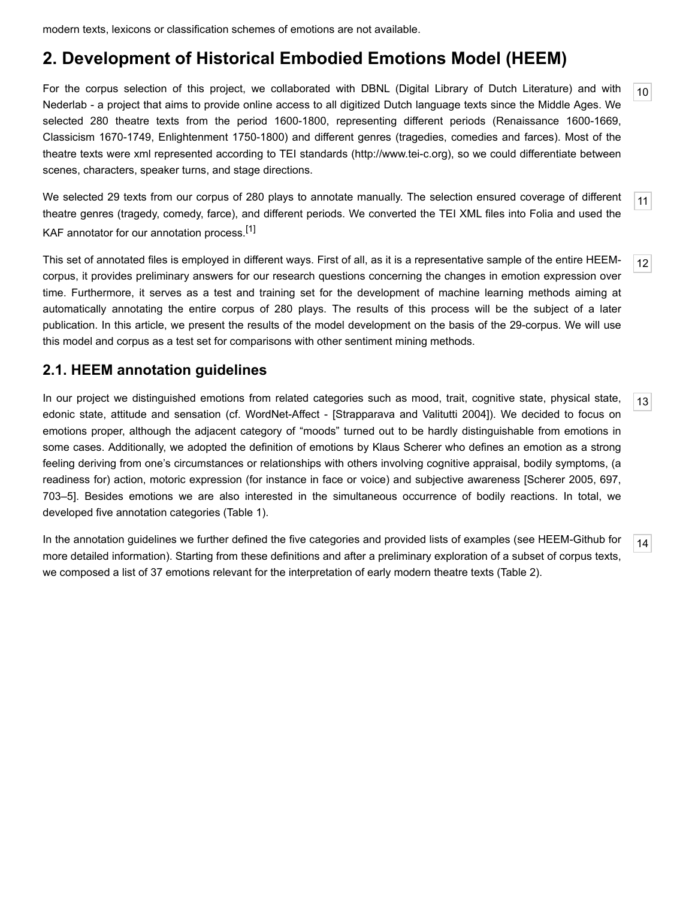modern texts, lexicons or classification schemes of emotions are not available.

## 2. Development of Historical Embodied Emotions Model (HEEM)

For the corpus selection of this project, we collaborated with DBNL (Digital Library of Dutch Literature) and with Nederlab - a project that aims to provide online access to all digitized Dutch language texts since the Middle Ages. We selected 280 theatre texts from the period 1600-1800, representing different periods (Renaissance 1600-1669, Classicism 1670-1749, Enlightenment 1750-1800) and different genres (tragedies, comedies and farces). Most of the theatre texts were xml represented according to TEI standards (http://www.tei-c.org), so we could differentiate between scenes, characters, speaker turns, and stage directions.

We selected 29 texts from our corpus of 280 plays to annotate manually. The selection ensured coverage of different theatre genres (tragedy, comedy, farce), and different periods. We converted the TEI XML files into Folia and used the KAF annotator for our annotation process.[1]

This set of annotated files is employed in different ways. First of all, as it is a representative sample of the entire HEEM-corpus, it provides preliminary answers for our research questions concerning the changes in emotion expression over time. Furthermore, it serves as a test and training set for the development of machine learning methods aiming at automatically annotating the entire corpus of 280 plays. The results of this process will be the subject of a later publication. In this article, we present the results of the model development on the basis of the 29-corpus. We will use this model and corpus as a test set for comparisons with other sentiment mining methods.

### 2.1. HEEM annotation guidelines

In our project we distinguished emotions from related categories such as mood, trait, cognitive state, physical state, edonic state, attitude and sensation (cf. WordNet-Affect - [Strapparava and Valitutti 2004]). We decided to focus on emotions proper, although the adjacent category of "moods" turned out to be hardly distinguishable from emotions in some cases. Additionally, we adopted the definition of emotions by Klaus Scherer who defines an emotion as a strong feeling deriving from one's circumstances or relationships with others involving cognitive appraisal, bodily symptoms, (a readiness for) action, motoric expression (for instance in face or voice) and subjective awareness [Scherer 2005, 697, 703–5]. Besides emotions we are also interested in the simultaneous occurrence of bodily reactions. In total, we developed five annotation categories (Table 1).

In the annotation guidelines we further defined the five categories and provided lists of examples (see HEEM-Github for more detailed information). Starting from these definitions and after a preliminary exploration of a subset of corpus texts, we composed a list of 37 emotions relevant for the interpretation of early modern theatre texts (Table 2).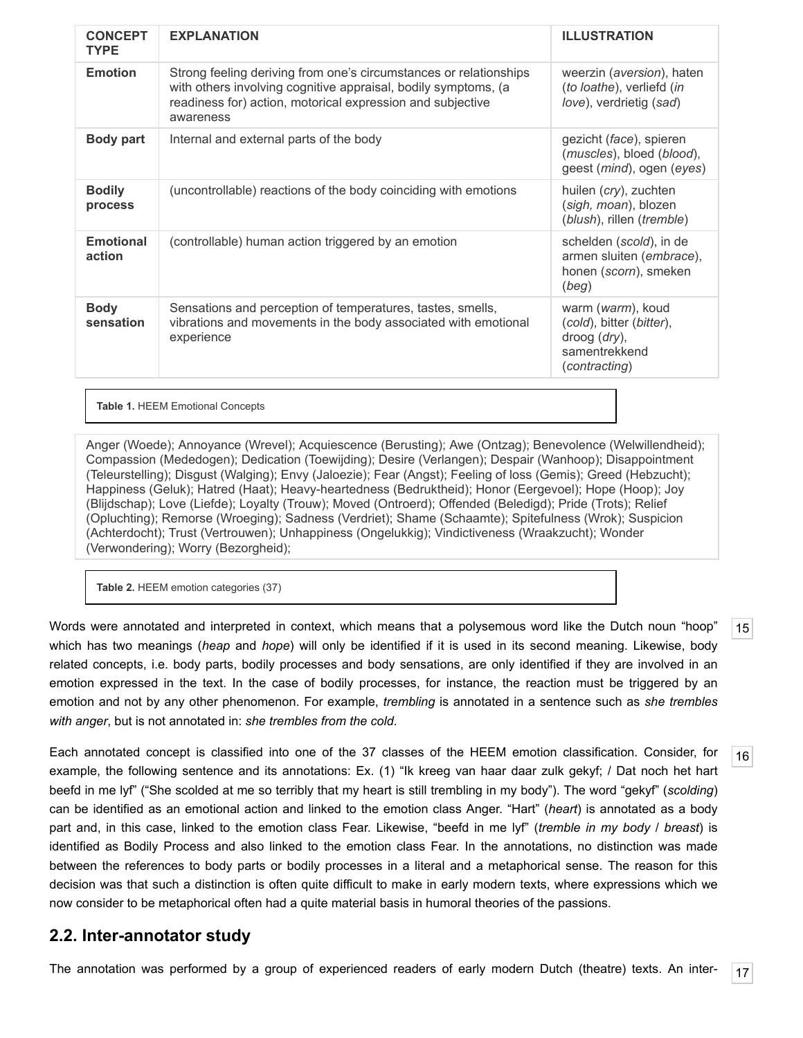| CONCEPT TYPE | EXPLANATION | ILLUSTRATION |
| --- | --- | --- |
| **Emotion** | Strong feeling deriving from one's circumstances or relationships with others involving cognitive appraisal, bodily symptoms, (a readiness for) action, motorical expression and subjective awareness | weerzin (*aversion*), haten (*to loathe*), verliefd (*in love*), verdrietig (*sad*) |
| **Body part** | Internal and external parts of the body | gezicht (*face*), spieren (*muscles*), bloed (*blood*), geest (*mind*), ogen (*eyes*) |
| **Bodily process** | (uncontrollable) reactions of the body coinciding with emotions | huilen (*cry*), zuchten (*sigh, moan*), blozen (*blush*), rillen (*tremble*) |
| **Emotional action** | (controllable) human action triggered by an emotion | schelden (*scold*), in de armen sluiten (*embrace*), honen (*scorn*), smeken (*beg*) |
| **Body sensation** | Sensations and perception of temperatures, tastes, smells, vibrations and movements in the body associated with emotional experience | warm (*warm*), koud (*cold*), bitter (*bitter*), droog (*dry*), samentrekkend (*contracting*) |

**Table 1.** HEEM Emotional Concepts

Anger (Woede); Annoyance (Wrevel); Acquiescence (Berusting); Awe (Ontzag); Benevolence (Welwillendheid); Compassion (Mededogen); Dedication (Toewijding); Desire (Verlangen); Despair (Wanhoop); Disappointment (Teleurstelling); Disgust (Walging); Envy (Jaloezie); Fear (Angst); Feeling of loss (Gemis); Greed (Hebzucht); Happiness (Geluk); Hatred (Haat); Heavy-heartedness (Bedruktheid); Honor (Eergevoel); Hope (Hoop); Joy (Blijdschap); Love (Liefde); Loyalty (Trouw); Moved (Ontroerd); Offended (Beledigd); Pride (Trots); Relief (Opluchting); Remorse (Wroeging); Sadness (Verdriet); Shame (Schaamte); Spitefulness (Wrok); Suspicion (Achterdocht); Trust (Vertrouwen); Unhappiness (Ongelukkig); Vindictiveness (Wraakzucht); Wonder (Verwondering); Worry (Bezorgheid);

**Table 2.** HEEM emotion categories (37)

Words were annotated and interpreted in context, which means that a polysemous word like the Dutch noun "hoop" which has two meanings (*heap* and *hope*) will only be identified if it is used in its second meaning. Likewise, body related concepts, i.e. body parts, bodily processes and body sensations, are only identified if they are involved in an emotion expressed in the text. In the case of bodily processes, for instance, the reaction must be triggered by an emotion and not by any other phenomenon. For example, *trembling* is annotated in a sentence such as *she trembles with anger*, but is not annotated in: *she trembles from the cold*.

Each annotated concept is classified into one of the 37 classes of the HEEM emotion classification. Consider, for example, the following sentence and its annotations: Ex. (1) "Ik kreeg van haar daar zulk gekyf; / Dat noch het hart beefd in me lyf" ("She scolded at me so terribly that my heart is still trembling in my body"). The word "gekyf" (*scolding*) can be identified as an emotional action and linked to the emotion class Anger. "Hart" (*heart*) is annotated as a body part and, in this case, linked to the emotion class Fear. Likewise, "beefd in me lyf" (*tremble in my body* / *breast*) is identified as Bodily Process and also linked to the emotion class Fear. In the annotations, no distinction was made between the references to body parts or bodily processes in a literal and a metaphorical sense. The reason for this decision was that such a distinction is often quite difficult to make in early modern texts, where expressions which we now consider to be metaphorical often had a quite material basis in humoral theories of the passions.

## 2.2. Inter-annotator study

The annotation was performed by a group of experienced readers of early modern Dutch (theatre) texts. An inter-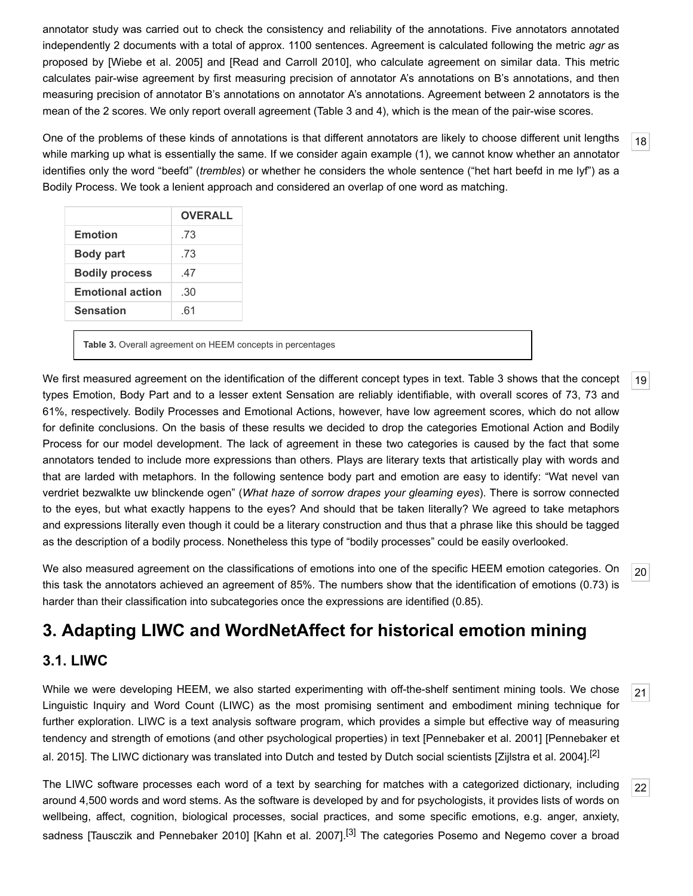annotator study was carried out to check the consistency and reliability of the annotations. Five annotators annotated independently 2 documents with a total of approx. 1100 sentences. Agreement is calculated following the metric *agr* as proposed by [Wiebe et al. 2005] and [Read and Carroll 2010], who calculate agreement on similar data. This metric calculates pair-wise agreement by first measuring precision of annotator A's annotations on B's annotations, and then measuring precision of annotator B's annotations on annotator A's annotations. Agreement between 2 annotators is the mean of the 2 scores. We only report overall agreement (Table 3 and 4), which is the mean of the pair-wise scores.

One of the problems of these kinds of annotations is that different annotators are likely to choose different unit lengths while marking up what is essentially the same. If we consider again example (1), we cannot know whether an annotator identifies only the word “beefd” (*trembles*) or whether he considers the whole sentence (“het hart beefd in me lyf”) as a Bodily Process. We took a lenient approach and considered an overlap of one word as matching.

| | **OVERALL** |
|---|---|
| **Emotion** | .73 |
| **Body part** | .73 |
| **Bodily process** | .47 |
| **Emotional action** | .30 |
| **Sensation** | .61 |

**Table 3.** Overall agreement on HEEM concepts in percentages

We first measured agreement on the identification of the different concept types in text. Table 3 shows that the concept types Emotion, Body Part and to a lesser extent Sensation are reliably identifiable, with overall scores of 73, 73 and 61%, respectively. Bodily Processes and Emotional Actions, however, have low agreement scores, which do not allow for definite conclusions. On the basis of these results we decided to drop the categories Emotional Action and Bodily Process for our model development. The lack of agreement in these two categories is caused by the fact that some annotators tended to include more expressions than others. Plays are literary texts that artistically play with words and that are larded with metaphors. In the following sentence body part and emotion are easy to identify: “Wat nevel van verdriet bezwalkte uw blinckende ogen” (*What haze of sorrow drapes your gleaming eyes*). There is sorrow connected to the eyes, but what exactly happens to the eyes? And should that be taken literally? We agreed to take metaphors and expressions literally even though it could be a literary construction and thus that a phrase like this should be tagged as the description of a bodily process. Nonetheless this type of “bodily processes” could be easily overlooked.

We also measured agreement on the classifications of emotions into one of the specific HEEM emotion categories. On this task the annotators achieved an agreement of 85%. The numbers show that the identification of emotions (0.73) is harder than their classification into subcategories once the expressions are identified (0.85).

## 3. Adapting LIWC and WordNetAffect for historical emotion mining

### 3.1. LIWC

While we were developing HEEM, we also started experimenting with off-the-shelf sentiment mining tools. We chose Linguistic Inquiry and Word Count (LIWC) as the most promising sentiment and embodiment mining technique for further exploration. LIWC is a text analysis software program, which provides a simple but effective way of measuring tendency and strength of emotions (and other psychological properties) in text [Pennebaker et al. 2001] [Pennebaker et al. 2015]. The LIWC dictionary was translated into Dutch and tested by Dutch social scientists [Zijlstra et al. 2004].[2]

The LIWC software processes each word of a text by searching for matches with a categorized dictionary, including around 4,500 words and word stems. As the software is developed by and for psychologists, it provides lists of words on wellbeing, affect, cognition, biological processes, social practices, and some specific emotions, e.g. anger, anxiety, sadness [Tausczik and Pennebaker 2010] [Kahn et al. 2007].[3] The categories Posemo and Negemo cover a broad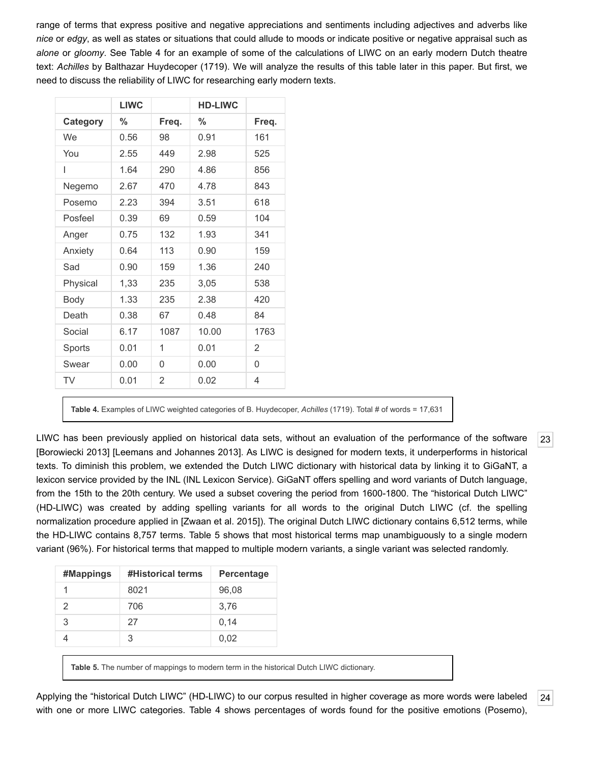range of terms that express positive and negative appreciations and sentiments including adjectives and adverbs like *nice* or *edgy*, as well as states or situations that could allude to moods or indicate positive or negative appraisal such as *alone* or *gloomy*. See Table 4 for an example of some of the calculations of LIWC on an early modern Dutch theatre text: *Achilles* by Balthazar Huydecoper (1719). We will analyze the results of this table later in this paper. But first, we need to discuss the reliability of LIWC for researching early modern texts.

| | LIWC | | HD-LIWC | |
|---|---|---|---|---|
| **Category** | **%** | **Freq.** | **%** | **Freq.** |
| We | 0.56 | 98 | 0.91 | 161 |
| You | 2.55 | 449 | 2.98 | 525 |
| I | 1.64 | 290 | 4.86 | 856 |
| Negemo | 2.67 | 470 | 4.78 | 843 |
| Posemo | 2.23 | 394 | 3.51 | 618 |
| Posfeel | 0.39 | 69 | 0.59 | 104 |
| Anger | 0.75 | 132 | 1.93 | 341 |
| Anxiety | 0.64 | 113 | 0.90 | 159 |
| Sad | 0.90 | 159 | 1.36 | 240 |
| Physical | 1,33 | 235 | 3,05 | 538 |
| Body | 1.33 | 235 | 2.38 | 420 |
| Death | 0.38 | 67 | 0.48 | 84 |
| Social | 6.17 | 1087 | 10.00 | 1763 |
| Sports | 0.01 | 1 | 0.01 | 2 |
| Swear | 0.00 | 0 | 0.00 | 0 |
| TV | 0.01 | 2 | 0.02 | 4 |

**Table 4.** Examples of LIWC weighted categories of B. Huydecoper, *Achilles* (1719). Total # of words = 17,631

LIWC has been previously applied on historical data sets, without an evaluation of the performance of the software [Borowiecki 2013] [Leemans and Johannes 2013]. As LIWC is designed for modern texts, it underperforms in historical texts. To diminish this problem, we extended the Dutch LIWC dictionary with historical data by linking it to GiGaNT, a lexicon service provided by the INL (INL Lexicon Service). GiGaNT offers spelling and word variants of Dutch language, from the 15th to the 20th century. We used a subset covering the period from 1600-1800. The "historical Dutch LIWC" (HD-LIWC) was created by adding spelling variants for all words to the original Dutch LIWC (cf. the spelling normalization procedure applied in [Zwaan et al. 2015]). The original Dutch LIWC dictionary contains 6,512 terms, while the HD-LIWC contains 8,757 terms. Table 5 shows that most historical terms map unambiguously to a single modern variant (96%). For historical terms that mapped to multiple modern variants, a single variant was selected randomly.

| #Mappings | #Historical terms | Percentage |
|---|---|---|
| 1 | 8021 | 96,08 |
| 2 | 706 | 3,76 |
| 3 | 27 | 0,14 |
| 4 | 3 | 0,02 |

**Table 5.** The number of mappings to modern term in the historical Dutch LIWC dictionary.

Applying the "historical Dutch LIWC" (HD-LIWC) to our corpus resulted in higher coverage as more words were labeled with one or more LIWC categories. Table 4 shows percentages of words found for the positive emotions (Posemo),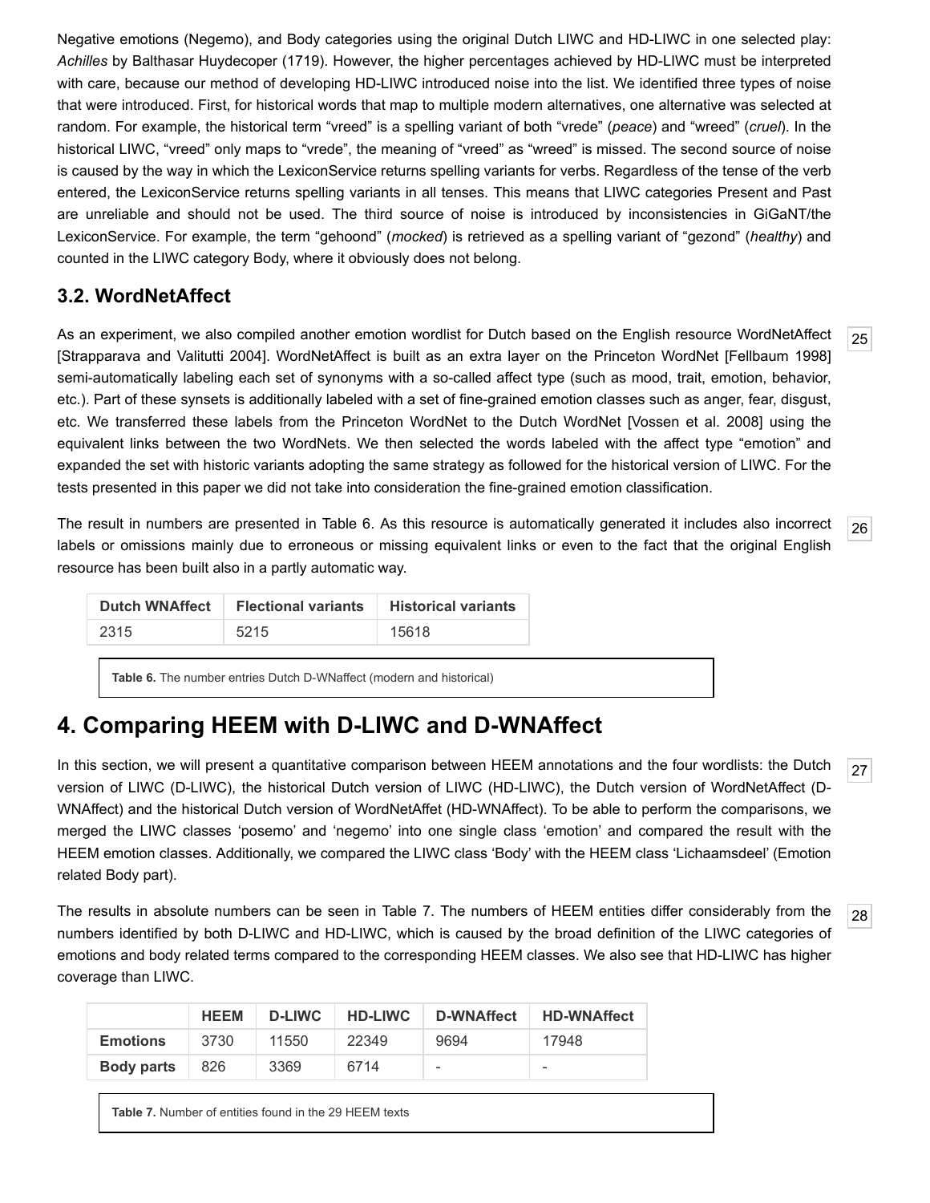Negative emotions (Negemo), and Body categories using the original Dutch LIWC and HD-LIWC in one selected play: *Achilles* by Balthasar Huydecoper (1719). However, the higher percentages achieved by HD-LIWC must be interpreted with care, because our method of developing HD-LIWC introduced noise into the list. We identified three types of noise that were introduced. First, for historical words that map to multiple modern alternatives, one alternative was selected at random. For example, the historical term "vreed" is a spelling variant of both "vrede" (*peace*) and "wreed" (*cruel*). In the historical LIWC, "vreed" only maps to "vrede", the meaning of "vreed" as "wreed" is missed. The second source of noise is caused by the way in which the LexiconService returns spelling variants for verbs. Regardless of the tense of the verb entered, the LexiconService returns spelling variants in all tenses. This means that LIWC categories Present and Past are unreliable and should not be used. The third source of noise is introduced by inconsistencies in GiGaNT/the LexiconService. For example, the term "gehoond" (*mocked*) is retrieved as a spelling variant of "gezond" (*healthy*) and counted in the LIWC category Body, where it obviously does not belong.

## 3.2. WordNetAffect

[25] As an experiment, we also compiled another emotion wordlist for Dutch based on the English resource WordNetAffect [Strapparava and Valitutti 2004]. WordNetAffect is built as an extra layer on the Princeton WordNet [Fellbaum 1998] semi-automatically labeling each set of synonyms with a so-called affect type (such as mood, trait, emotion, behavior, etc.). Part of these synsets is additionally labeled with a set of fine-grained emotion classes such as anger, fear, disgust, etc. We transferred these labels from the Princeton WordNet to the Dutch WordNet [Vossen et al. 2008] using the equivalent links between the two WordNets. We then selected the words labeled with the affect type "emotion" and expanded the set with historic variants adopting the same strategy as followed for the historical version of LIWC. For the tests presented in this paper we did not take into consideration the fine-grained emotion classification.

[26] The result in numbers are presented in Table 6. As this resource is automatically generated it includes also incorrect labels or omissions mainly due to erroneous or missing equivalent links or even to the fact that the original English resource has been built also in a partly automatic way.

| Dutch WNAffect | Flectional variants | Historical variants |
|---|---|---|
| 2315 | 5215 | 15618 |

**Table 6.** The number entries Dutch D-WNaffect (modern and historical)

# 4. Comparing HEEM with D-LIWC and D-WNAffect

[27] In this section, we will present a quantitative comparison between HEEM annotations and the four wordlists: the Dutch version of LIWC (D-LIWC), the historical Dutch version of LIWC (HD-LIWC), the Dutch version of WordNetAffect (D-WNAffect) and the historical Dutch version of WordNetAffet (HD-WNAffect). To be able to perform the comparisons, we merged the LIWC classes 'posemo' and 'negemo' into one single class 'emotion' and compared the result with the HEEM emotion classes. Additionally, we compared the LIWC class 'Body' with the HEEM class 'Lichaamsdeel' (Emotion related Body part).

[28] The results in absolute numbers can be seen in Table 7. The numbers of HEEM entities differ considerably from the numbers identified by both D-LIWC and HD-LIWC, which is caused by the broad definition of the LIWC categories of emotions and body related terms compared to the corresponding HEEM classes. We also see that HD-LIWC has higher coverage than LIWC.

| | HEEM | D-LIWC | HD-LIWC | D-WNAffect | HD-WNAffect |
|---|---|---|---|---|---|
| **Emotions** | 3730 | 11550 | 22349 | 9694 | 17948 |
| **Body parts** | 826 | 3369 | 6714 | - | - |

**Table 7.** Number of entities found in the 29 HEEM texts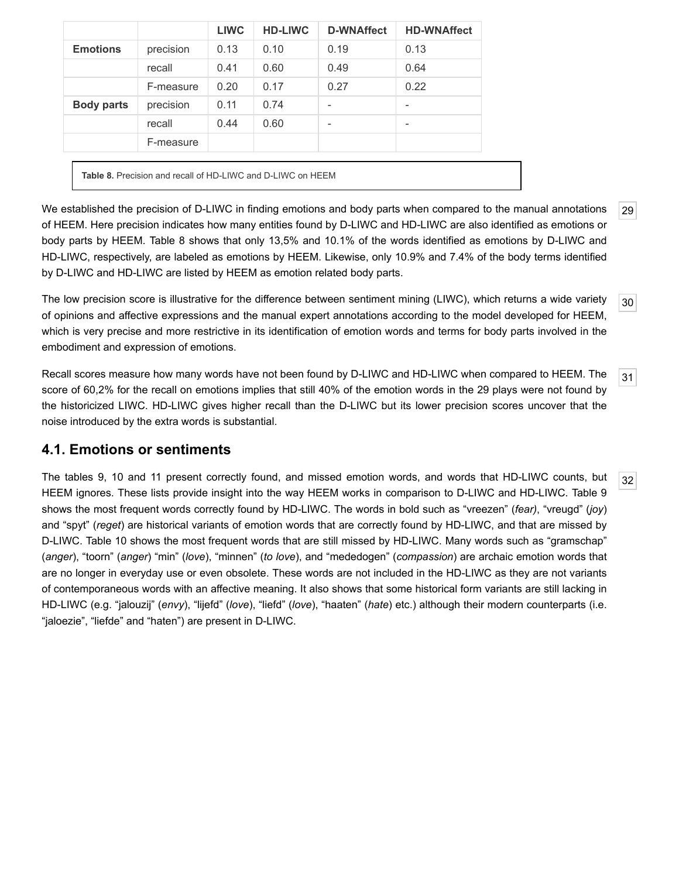| | | LIWC | HD-LIWC | D-WNAffect | HD-WNAffect |
|---|---|---|---|---|---|
| **Emotions** | precision | 0.13 | 0.10 | 0.19 | 0.13 |
| | recall | 0.41 | 0.60 | 0.49 | 0.64 |
| | F-measure | 0.20 | 0.17 | 0.27 | 0.22 |
| **Body parts** | precision | 0.11 | 0.74 | - | - |
| | recall | 0.44 | 0.60 | - | - |
| | F-measure | | | | |

**Table 8.** Precision and recall of HD-LIWC and D-LIWC on HEEM

We established the precision of D-LIWC in finding emotions and body parts when compared to the manual annotations of HEEM. Here precision indicates how many entities found by D-LIWC and HD-LIWC are also identified as emotions or body parts by HEEM. Table 8 shows that only 13,5% and 10.1% of the words identified as emotions by D-LIWC and HD-LIWC, respectively, are labeled as emotions by HEEM. Likewise, only 10.9% and 7.4% of the body terms identified by D-LIWC and HD-LIWC are listed by HEEM as emotion related body parts.

The low precision score is illustrative for the difference between sentiment mining (LIWC), which returns a wide variety of opinions and affective expressions and the manual expert annotations according to the model developed for HEEM, which is very precise and more restrictive in its identification of emotion words and terms for body parts involved in the embodiment and expression of emotions.

Recall scores measure how many words have not been found by D-LIWC and HD-LIWC when compared to HEEM. The score of 60,2% for the recall on emotions implies that still 40% of the emotion words in the 29 plays were not found by the historicized LIWC. HD-LIWC gives higher recall than the D-LIWC but its lower precision scores uncover that the noise introduced by the extra words is substantial.

## 4.1. Emotions or sentiments

The tables 9, 10 and 11 present correctly found, and missed emotion words, and words that HD-LIWC counts, but HEEM ignores. These lists provide insight into the way HEEM works in comparison to D-LIWC and HD-LIWC. Table 9 shows the most frequent words correctly found by HD-LIWC. The words in bold such as "vreezen" (*fear)*, "vreugd" (*joy*) and "spyt" (*reget*) are historical variants of emotion words that are correctly found by HD-LIWC, and that are missed by D-LIWC. Table 10 shows the most frequent words that are still missed by HD-LIWC. Many words such as "gramschap" (*anger*), "toorn" (*anger*) "min" (*love*), "minnen" (*to love*), and "mededogen" (*compassion*) are archaic emotion words that are no longer in everyday use or even obsolete. These words are not included in the HD-LIWC as they are not variants of contemporaneous words with an affective meaning. It also shows that some historical form variants are still lacking in HD-LIWC (e.g. "jalouzij" (*envy*), "lijefd" (*love*), "liefd" (*love*), "haaten" (*hate*) etc.) although their modern counterparts (i.e. "jaloezie", "liefde" and "haten") are present in D-LIWC.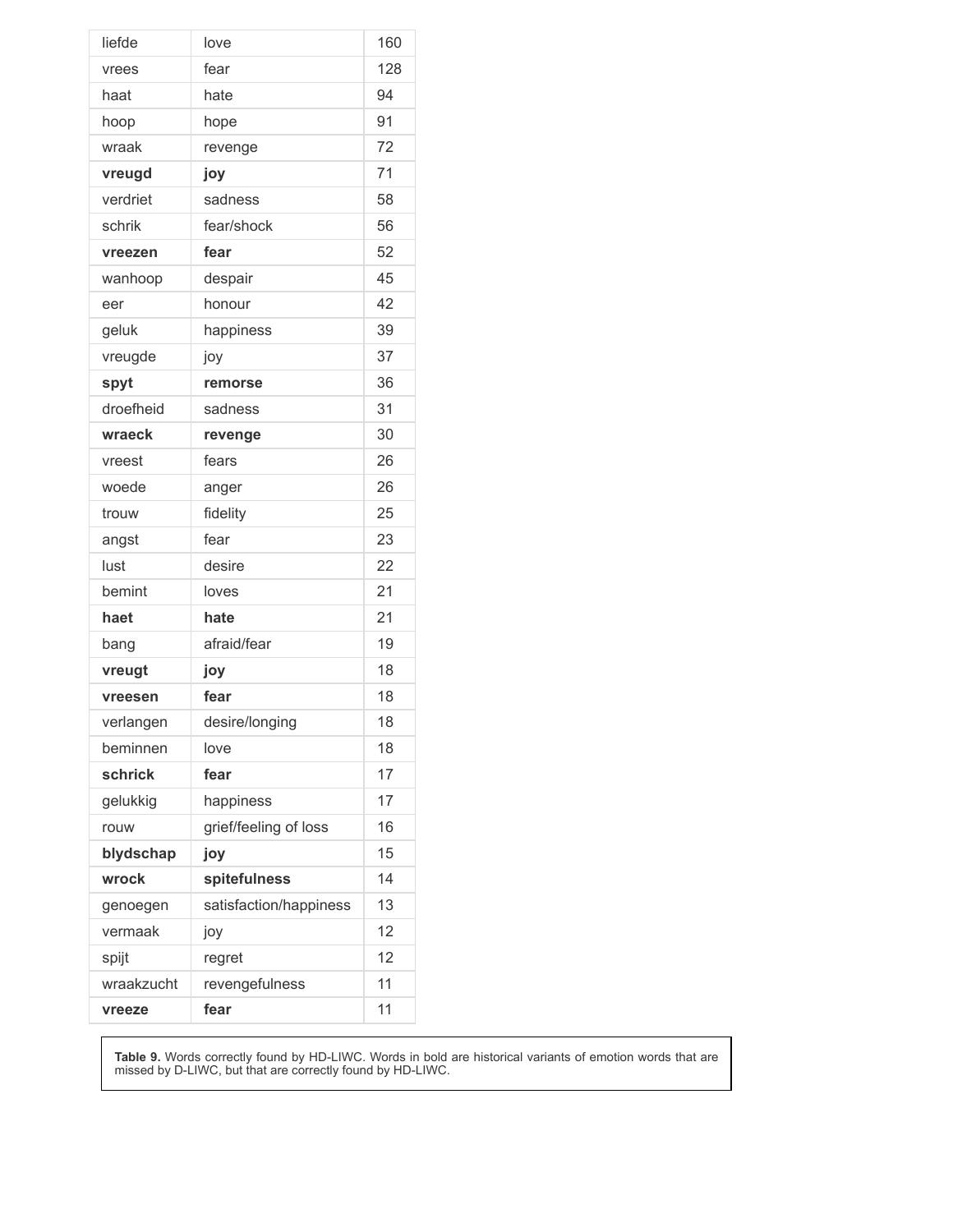| | | |
|---|---|---|
| liefde | love | 160 |
| vrees | fear | 128 |
| haat | hate | 94 |
| hoop | hope | 91 |
| wraak | revenge | 72 |
| **vreugd** | **joy** | 71 |
| verdriet | sadness | 58 |
| schrik | fear/shock | 56 |
| **vreezen** | **fear** | 52 |
| wanhoop | despair | 45 |
| eer | honour | 42 |
| geluk | happiness | 39 |
| vreugde | joy | 37 |
| **spyt** | **remorse** | 36 |
| droefheid | sadness | 31 |
| **wraeck** | **revenge** | 30 |
| vreest | fears | 26 |
| woede | anger | 26 |
| trouw | fidelity | 25 |
| angst | fear | 23 |
| lust | desire | 22 |
| bemint | loves | 21 |
| **haet** | **hate** | 21 |
| bang | afraid/fear | 19 |
| **vreugt** | **joy** | 18 |
| **vreesen** | **fear** | 18 |
| verlangen | desire/longing | 18 |
| beminnen | love | 18 |
| **schrick** | **fear** | 17 |
| gelukkig | happiness | 17 |
| rouw | grief/feeling of loss | 16 |
| **blydschap** | **joy** | 15 |
| **wrock** | **spitefulness** | 14 |
| genoegen | satisfaction/happiness | 13 |
| vermaak | joy | 12 |
| spijt | regret | 12 |
| wraakzucht | revengefulness | 11 |
| **vreeze** | **fear** | 11 |

**Table 9.** Words correctly found by HD-LIWC. Words in bold are historical variants of emotion words that are missed by D-LIWC, but that are correctly found by HD-LIWC.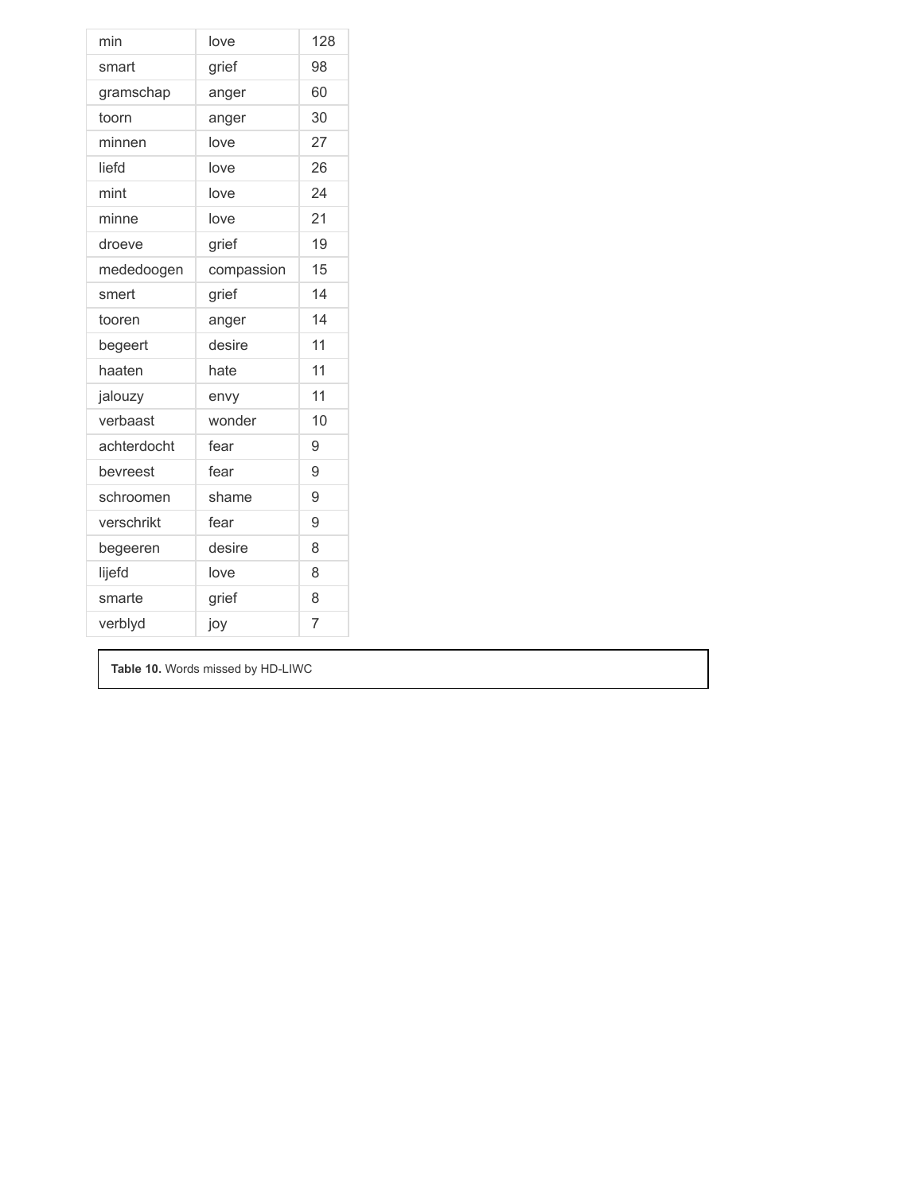| min | love | 128 |
|---|---|---|
| smart | grief | 98 |
| gramschap | anger | 60 |
| toorn | anger | 30 |
| minnen | love | 27 |
| liefd | love | 26 |
| mint | love | 24 |
| minne | love | 21 |
| droeve | grief | 19 |
| mededoogen | compassion | 15 |
| smert | grief | 14 |
| tooren | anger | 14 |
| begeert | desire | 11 |
| haaten | hate | 11 |
| jalouzy | envy | 11 |
| verbaast | wonder | 10 |
| achterdocht | fear | 9 |
| bevreest | fear | 9 |
| schroomen | shame | 9 |
| verschrikt | fear | 9 |
| begeeren | desire | 8 |
| lijefd | love | 8 |
| smarte | grief | 8 |
| verblyd | joy | 7 |

**Table 10.** Words missed by HD-LIWC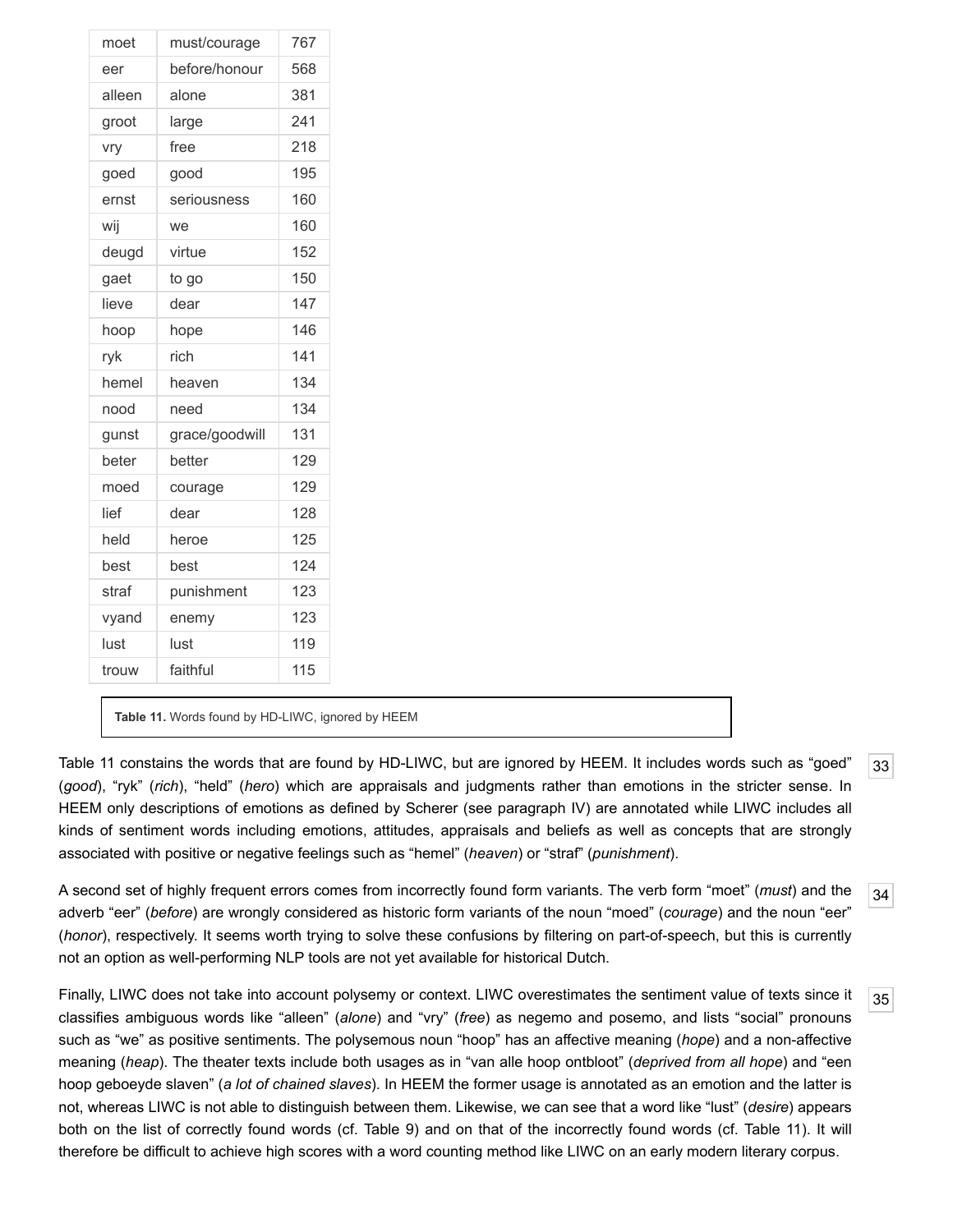| moet | must/courage | 767 |
|---|---|---|
| eer | before/honour | 568 |
| alleen | alone | 381 |
| groot | large | 241 |
| vry | free | 218 |
| goed | good | 195 |
| ernst | seriousness | 160 |
| wij | we | 160 |
| deugd | virtue | 152 |
| gaet | to go | 150 |
| lieve | dear | 147 |
| hoop | hope | 146 |
| ryk | rich | 141 |
| hemel | heaven | 134 |
| nood | need | 134 |
| gunst | grace/goodwill | 131 |
| beter | better | 129 |
| moed | courage | 129 |
| lief | dear | 128 |
| held | heroe | 125 |
| best | best | 124 |
| straf | punishment | 123 |
| vyand | enemy | 123 |
| lust | lust | 119 |
| trouw | faithful | 115 |

**Table 11.** Words found by HD-LIWC, ignored by HEEM

Table 11 constains the words that are found by HD-LIWC, but are ignored by HEEM. It includes words such as "goed" (*good*), "ryk" (*rich*), "held" (*hero*) which are appraisals and judgments rather than emotions in the stricter sense. In HEEM only descriptions of emotions as defined by Scherer (see paragraph IV) are annotated while LIWC includes all kinds of sentiment words including emotions, attitudes, appraisals and beliefs as well as concepts that are strongly associated with positive or negative feelings such as "hemel" (*heaven*) or "straf" (*punishment*).

A second set of highly frequent errors comes from incorrectly found form variants. The verb form "moet" (*must*) and the adverb "eer" (*before*) are wrongly considered as historic form variants of the noun "moed" (*courage*) and the noun "eer" (*honor*), respectively. It seems worth trying to solve these confusions by filtering on part-of-speech, but this is currently not an option as well-performing NLP tools are not yet available for historical Dutch.

Finally, LIWC does not take into account polysemy or context. LIWC overestimates the sentiment value of texts since it classifies ambiguous words like "alleen" (*alone*) and "vry" (*free*) as negemo and posemo, and lists "social" pronouns such as "we" as positive sentiments. The polysemous noun "hoop" has an affective meaning (*hope*) and a non-affective meaning (*heap*). The theater texts include both usages as in "van alle hoop ontbloot" (*deprived from all hope*) and "een hoop geboeyde slaven" (*a lot of chained slaves*). In HEEM the former usage is annotated as an emotion and the latter is not, whereas LIWC is not able to distinguish between them. Likewise, we can see that a word like "lust" (*desire*) appears both on the list of correctly found words (cf. Table 9) and on that of the incorrectly found words (cf. Table 11). It will therefore be difficult to achieve high scores with a word counting method like LIWC on an early modern literary corpus.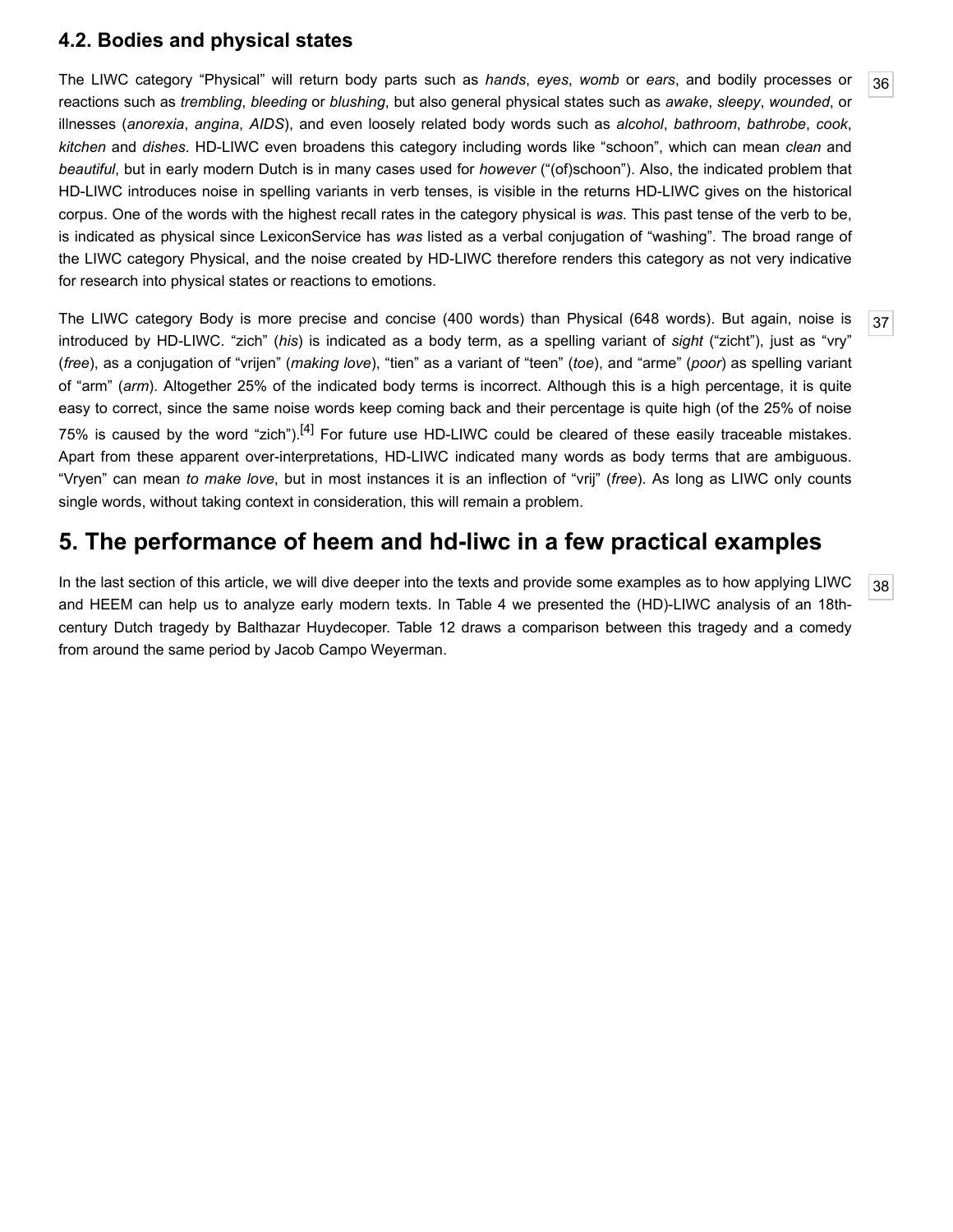### 4.2. Bodies and physical states

The LIWC category “Physical” will return body parts such as *hands*, *eyes*, *womb* or *ears*, and bodily processes or reactions such as *trembling*, *bleeding* or *blushing*, but also general physical states such as *awake*, *sleepy*, *wounded*, or illnesses (*anorexia*, *angina*, *AIDS*), and even loosely related body words such as *alcohol*, *bathroom*, *bathrobe*, *cook*, *kitchen* and *dishes*. HD-LIWC even broadens this category including words like “schoon”, which can mean *clean* and *beautiful*, but in early modern Dutch is in many cases used for *however* (“(of)schoon”). Also, the indicated problem that HD-LIWC introduces noise in spelling variants in verb tenses, is visible in the returns HD-LIWC gives on the historical corpus. One of the words with the highest recall rates in the category physical is *was*. This past tense of the verb to be, is indicated as physical since LexiconService has *was* listed as a verbal conjugation of “washing”. The broad range of the LIWC category Physical, and the noise created by HD-LIWC therefore renders this category as not very indicative for research into physical states or reactions to emotions.

The LIWC category Body is more precise and concise (400 words) than Physical (648 words). But again, noise is introduced by HD-LIWC. “zich” (*his*) is indicated as a body term, as a spelling variant of *sight* (“zicht”), just as “vry” (*free*), as a conjugation of “vrijen” (*making love*), “tien” as a variant of “teen” (*toe*), and “arme” (*poor*) as spelling variant of “arm” (*arm*). Altogether 25% of the indicated body terms is incorrect. Although this is a high percentage, it is quite easy to correct, since the same noise words keep coming back and their percentage is quite high (of the 25% of noise 75% is caused by the word “zich”).[4] For future use HD-LIWC could be cleared of these easily traceable mistakes. Apart from these apparent over-interpretations, HD-LIWC indicated many words as body terms that are ambiguous. “Vryen” can mean *to make love*, but in most instances it is an inflection of “vrij” (*free*). As long as LIWC only counts single words, without taking context in consideration, this will remain a problem.

## 5. The performance of heem and hd-liwc in a few practical examples

In the last section of this article, we will dive deeper into the texts and provide some examples as to how applying LIWC and HEEM can help us to analyze early modern texts. In Table 4 we presented the (HD)-LIWC analysis of an 18th-century Dutch tragedy by Balthazar Huydecoper. Table 12 draws a comparison between this tragedy and a comedy from around the same period by Jacob Campo Weyerman.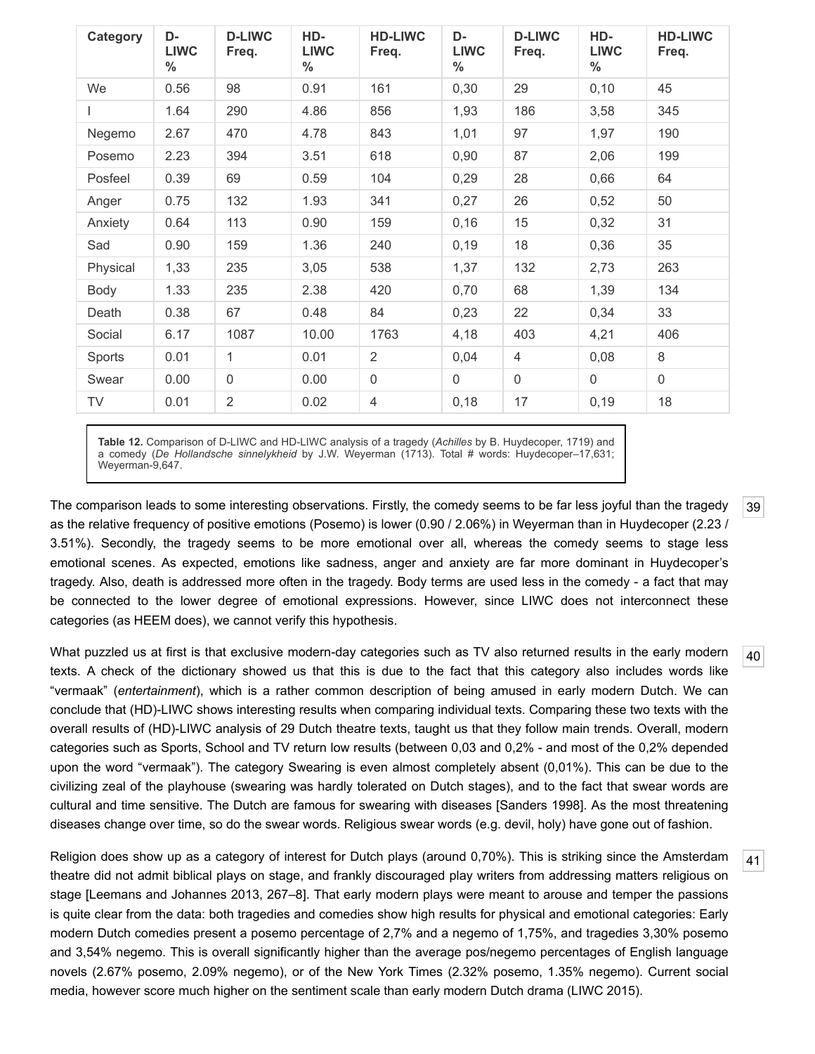| Category | D-LIWC % | D-LIWC Freq. | HD-LIWC % | HD-LIWC Freq. | D-LIWC % | D-LIWC Freq. | HD-LIWC % | HD-LIWC Freq. |
|---|---|---|---|---|---|---|---|---|
| We | 0.56 | 98 | 0.91 | 161 | 0,30 | 29 | 0,10 | 45 |
| I | 1.64 | 290 | 4.86 | 856 | 1,93 | 186 | 3,58 | 345 |
| Negemo | 2.67 | 470 | 4.78 | 843 | 1,01 | 97 | 1,97 | 190 |
| Posemo | 2.23 | 394 | 3.51 | 618 | 0,90 | 87 | 2,06 | 199 |
| Posfeel | 0.39 | 69 | 0.59 | 104 | 0,29 | 28 | 0,66 | 64 |
| Anger | 0.75 | 132 | 1.93 | 341 | 0,27 | 26 | 0,52 | 50 |
| Anxiety | 0.64 | 113 | 0.90 | 159 | 0,16 | 15 | 0,32 | 31 |
| Sad | 0.90 | 159 | 1.36 | 240 | 0,19 | 18 | 0,36 | 35 |
| Physical | 1,33 | 235 | 3,05 | 538 | 1,37 | 132 | 2,73 | 263 |
| Body | 1.33 | 235 | 2.38 | 420 | 0,70 | 68 | 1,39 | 134 |
| Death | 0.38 | 67 | 0.48 | 84 | 0,23 | 22 | 0,34 | 33 |
| Social | 6.17 | 1087 | 10.00 | 1763 | 4,18 | 403 | 4,21 | 406 |
| Sports | 0.01 | 1 | 0.01 | 2 | 0,04 | 4 | 0,08 | 8 |
| Swear | 0.00 | 0 | 0.00 | 0 | 0 | 0 | 0 | 0 |
| TV | 0.01 | 2 | 0.02 | 4 | 0,18 | 17 | 0,19 | 18 |

**Table 12.** Comparison of D-LIWC and HD-LIWC analysis of a tragedy (*Achilles* by B. Huydecoper, 1719) and a comedy (*De Hollandsche sinnelykheid* by J.W. Weyerman (1713). Total # words: Huydecoper–17,631; Weyerman-9,647.

The comparison leads to some interesting observations. Firstly, the comedy seems to be far less joyful than the tragedy as the relative frequency of positive emotions (Posemo) is lower (0.90 / 2.06%) in Weyerman than in Huydecoper (2.23 / 3.51%). Secondly, the tragedy seems to be more emotional over all, whereas the comedy seems to stage less emotional scenes. As expected, emotions like sadness, anger and anxiety are far more dominant in Huydecoper's tragedy. Also, death is addressed more often in the tragedy. Body terms are used less in the comedy - a fact that may be connected to the lower degree of emotional expressions. However, since LIWC does not interconnect these categories (as HEEM does), we cannot verify this hypothesis.

What puzzled us at first is that exclusive modern-day categories such as TV also returned results in the early modern texts. A check of the dictionary showed us that this is due to the fact that this category also includes words like "vermaak" (*entertainment*), which is a rather common description of being amused in early modern Dutch. We can conclude that (HD)-LIWC shows interesting results when comparing individual texts. Comparing these two texts with the overall results of (HD)-LIWC analysis of 29 Dutch theatre texts, taught us that they follow main trends. Overall, modern categories such as Sports, School and TV return low results (between 0,03 and 0,2% - and most of the 0,2% depended upon the word "vermaak"). The category Swearing is even almost completely absent (0,01%). This can be due to the civilizing zeal of the playhouse (swearing was hardly tolerated on Dutch stages), and to the fact that swear words are cultural and time sensitive. The Dutch are famous for swearing with diseases [Sanders 1998]. As the most threatening diseases change over time, so do the swear words. Religious swear words (e.g. devil, holy) have gone out of fashion.

Religion does show up as a category of interest for Dutch plays (around 0,70%). This is striking since the Amsterdam theatre did not admit biblical plays on stage, and frankly discouraged play writers from addressing matters religious on stage [Leemans and Johannes 2013, 267–8]. That early modern plays were meant to arouse and temper the passions is quite clear from the data: both tragedies and comedies show high results for physical and emotional categories: Early modern Dutch comedies present a posemo percentage of 2,7% and a negemo of 1,75%, and tragedies 3,30% posemo and 3,54% negemo. This is overall significantly higher than the average pos/negemo percentages of English language novels (2.67% posemo, 2.09% negemo), or of the New York Times (2.32% posemo, 1.35% negemo). Current social media, however score much higher on the sentiment scale than early modern Dutch drama (LIWC 2015).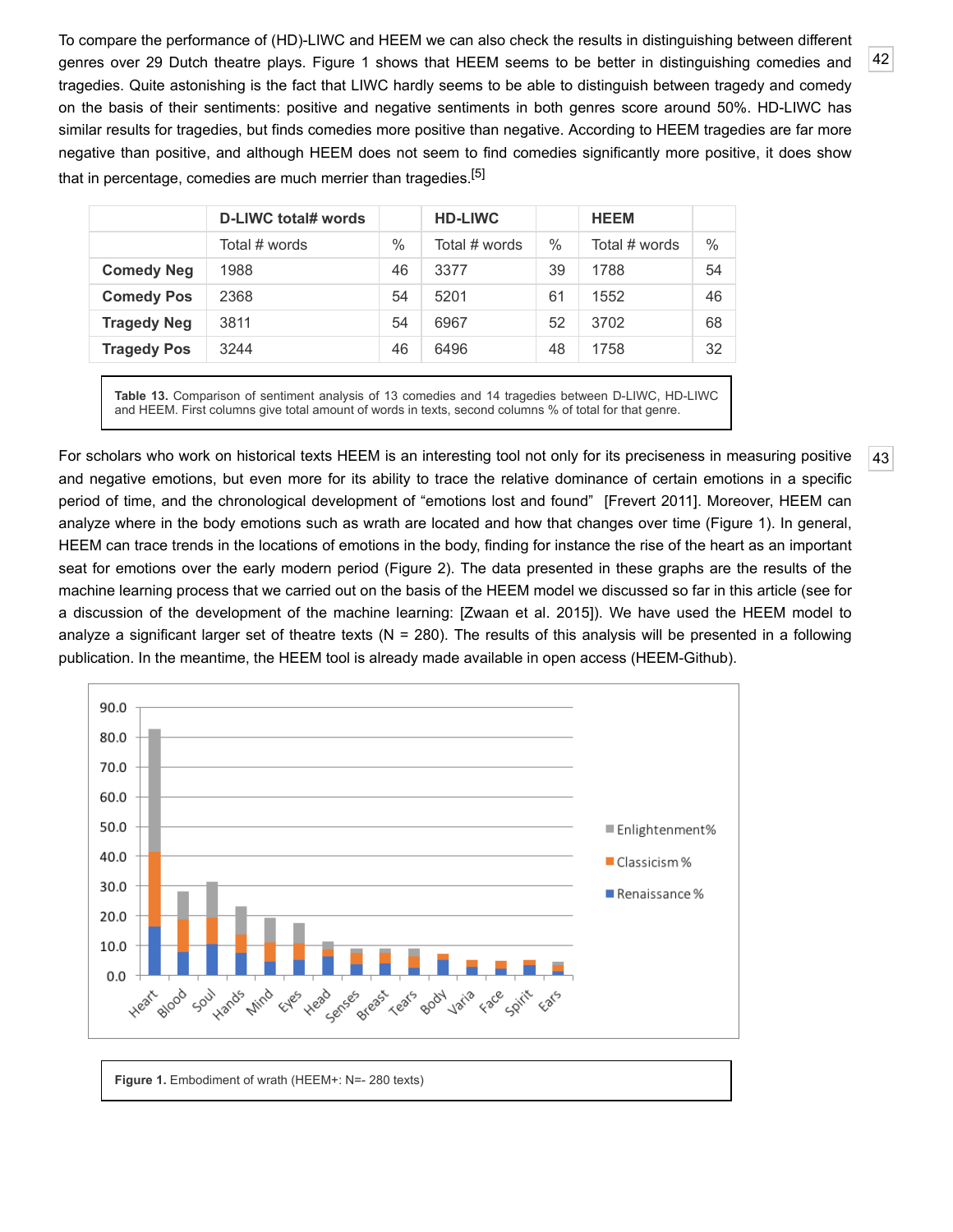To compare the performance of (HD)-LIWC and HEEM we can also check the results in distinguishing between different genres over 29 Dutch theatre plays. Figure 1 shows that HEEM seems to be better in distinguishing comedies and tragedies. Quite astonishing is the fact that LIWC hardly seems to be able to distinguish between tragedy and comedy on the basis of their sentiments: positive and negative sentiments in both genres score around 50%. HD-LIWC has similar results for tragedies, but finds comedies more positive than negative. According to HEEM tragedies are far more negative than positive, and although HEEM does not seem to find comedies significantly more positive, it does show that in percentage, comedies are much merrier than tragedies.[5]

| | D-LIWC total# words | | HD-LIWC | | HEEM | |
|---|---|---|---|---|---|---|
| | Total # words | % | Total # words | % | Total # words | % |
| **Comedy Neg** | 1988 | 46 | 3377 | 39 | 1788 | 54 |
| **Comedy Pos** | 2368 | 54 | 5201 | 61 | 1552 | 46 |
| **Tragedy Neg** | 3811 | 54 | 6967 | 52 | 3702 | 68 |
| **Tragedy Pos** | 3244 | 46 | 6496 | 48 | 1758 | 32 |

**Table 13.** Comparison of sentiment analysis of 13 comedies and 14 tragedies between D-LIWC, HD-LIWC and HEEM. First columns give total amount of words in texts, second columns % of total for that genre.

For scholars who work on historical texts HEEM is an interesting tool not only for its preciseness in measuring positive and negative emotions, but even more for its ability to trace the relative dominance of certain emotions in a specific period of time, and the chronological development of "emotions lost and found" [Frevert 2011]. Moreover, HEEM can analyze where in the body emotions such as wrath are located and how that changes over time (Figure 1). In general, HEEM can trace trends in the locations of emotions in the body, finding for instance the rise of the heart as an important seat for emotions over the early modern period (Figure 2). The data presented in these graphs are the results of the machine learning process that we carried out on the basis of the HEEM model we discussed so far in this article (see for a discussion of the development of the machine learning: [Zwaan et al. 2015]). We have used the HEEM model to analyze a significant larger set of theatre texts (N = 280). The results of this analysis will be presented in a following publication. In the meantime, the HEEM tool is already made available in open access (HEEM-Github).

**Figure 1.** Embodiment of wrath (HEEM+: N=- 280 texts)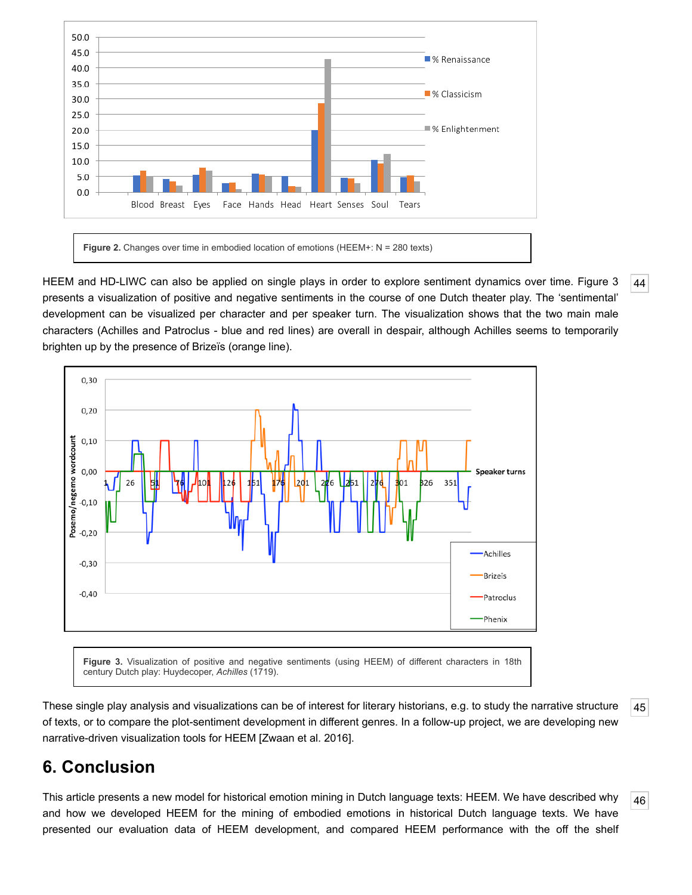Figure 2. Changes over time in embodied location of emotions (HEEM+: N = 280 texts)

HEEM and HD-LIWC can also be applied on single plays in order to explore sentiment dynamics over time. Figure 3 presents a visualization of positive and negative sentiments in the course of one Dutch theater play. The 'sentimental' development can be visualized per character and per speaker turn. The visualization shows that the two main male characters (Achilles and Patroclus - blue and red lines) are overall in despair, although Achilles seems to temporarily brighten up by the presence of Brizeïs (orange line).

Figure 3. Visualization of positive and negative sentiments (using HEEM) of different characters in 18th century Dutch play: Huydecoper, *Achilles* (1719).

These single play analysis and visualizations can be of interest for literary historians, e.g. to study the narrative structure of texts, or to compare the plot-sentiment development in different genres. In a follow-up project, we are developing new narrative-driven visualization tools for HEEM [Zwaan et al. 2016].

## 6. Conclusion

This article presents a new model for historical emotion mining in Dutch language texts: HEEM. We have described why and how we developed HEEM for the mining of embodied emotions in historical Dutch language texts. We have presented our evaluation data of HEEM development, and compared HEEM performance with the off the shelf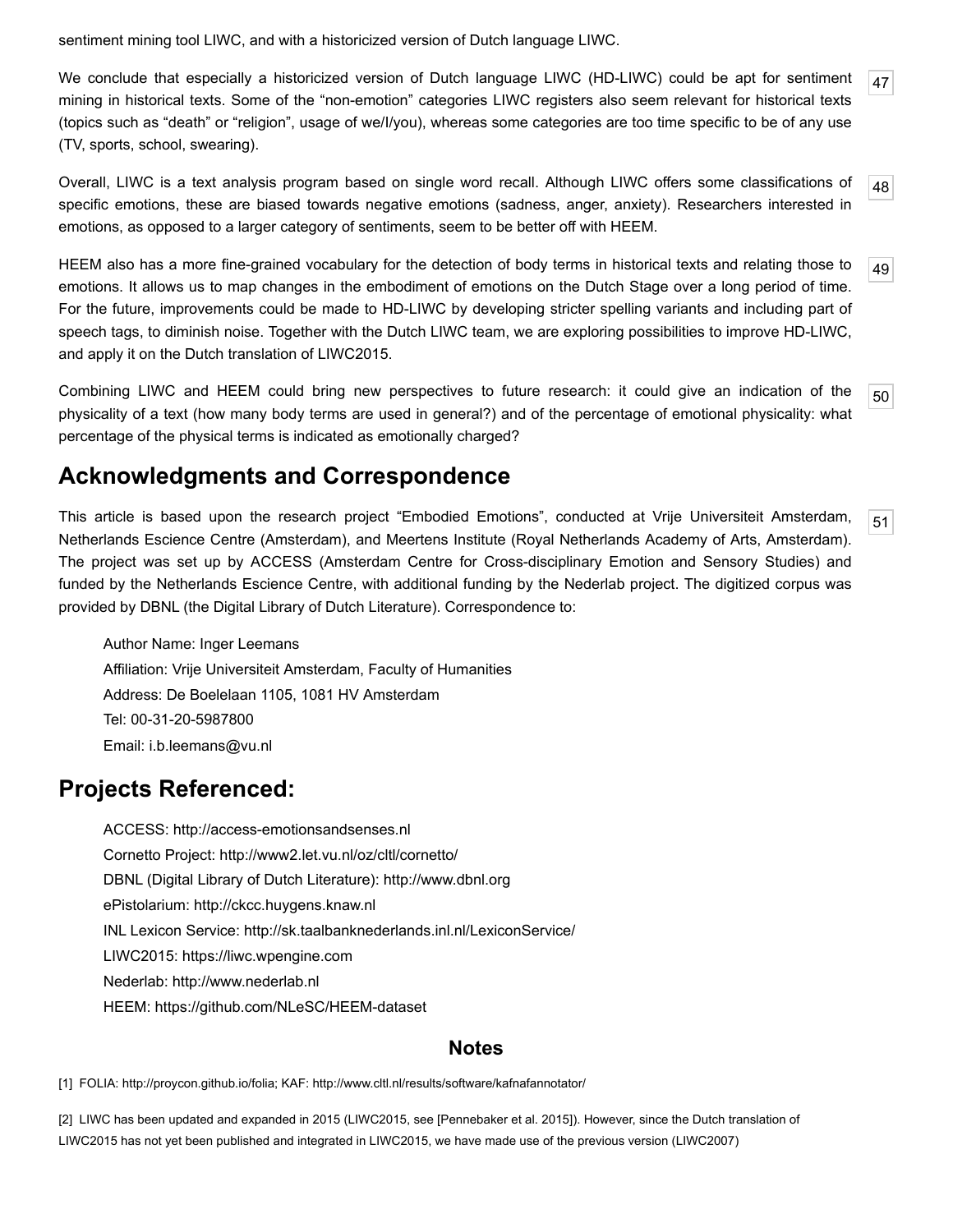sentiment mining tool LIWC, and with a historicized version of Dutch language LIWC.

We conclude that especially a historicized version of Dutch language LIWC (HD-LIWC) could be apt for sentiment mining in historical texts. Some of the “non-emotion” categories LIWC registers also seem relevant for historical texts (topics such as “death” or “religion”, usage of we/I/you), whereas some categories are too time specific to be of any use (TV, sports, school, swearing).

Overall, LIWC is a text analysis program based on single word recall. Although LIWC offers some classifications of specific emotions, these are biased towards negative emotions (sadness, anger, anxiety). Researchers interested in emotions, as opposed to a larger category of sentiments, seem to be better off with HEEM.

HEEM also has a more fine-grained vocabulary for the detection of body terms in historical texts and relating those to emotions. It allows us to map changes in the embodiment of emotions on the Dutch Stage over a long period of time. For the future, improvements could be made to HD-LIWC by developing stricter spelling variants and including part of speech tags, to diminish noise. Together with the Dutch LIWC team, we are exploring possibilities to improve HD-LIWC, and apply it on the Dutch translation of LIWC2015.

Combining LIWC and HEEM could bring new perspectives to future research: it could give an indication of the physicality of a text (how many body terms are used in general?) and of the percentage of emotional physicality: what percentage of the physical terms is indicated as emotionally charged?

## Acknowledgments and Correspondence

This article is based upon the research project “Embodied Emotions”, conducted at Vrije Universiteit Amsterdam, Netherlands Escience Centre (Amsterdam), and Meertens Institute (Royal Netherlands Academy of Arts, Amsterdam). The project was set up by ACCESS (Amsterdam Centre for Cross-disciplinary Emotion and Sensory Studies) and funded by the Netherlands Escience Centre, with additional funding by the Nederlab project. The digitized corpus was provided by DBNL (the Digital Library of Dutch Literature). Correspondence to:

Author Name: Inger Leemans
Affiliation: Vrije Universiteit Amsterdam, Faculty of Humanities
Address: De Boelelaan 1105, 1081 HV Amsterdam
Tel: 00-31-20-5987800
Email: i.b.leemans@vu.nl

## Projects Referenced:

ACCESS: http://access-emotionsandsenses.nl
Cornetto Project: http://www2.let.vu.nl/oz/cltl/cornetto/
DBNL (Digital Library of Dutch Literature): http://www.dbnl.org
ePistolarium: http://ckcc.huygens.knaw.nl
INL Lexicon Service: http://sk.taalbanknederlands.inl.nl/LexiconService/
LIWC2015: https://liwc.wpengine.com
Nederlab: http://www.nederlab.nl
HEEM: https://github.com/NLeSC/HEEM-dataset

### Notes

[1] FOLIA: http://proycon.github.io/folia; KAF: http://www.cltl.nl/results/software/kafnafannotator/

[2] LIWC has been updated and expanded in 2015 (LIWC2015, see [Pennebaker et al. 2015]). However, since the Dutch translation of LIWC2015 has not yet been published and integrated in LIWC2015, we have made use of the previous version (LIWC2007)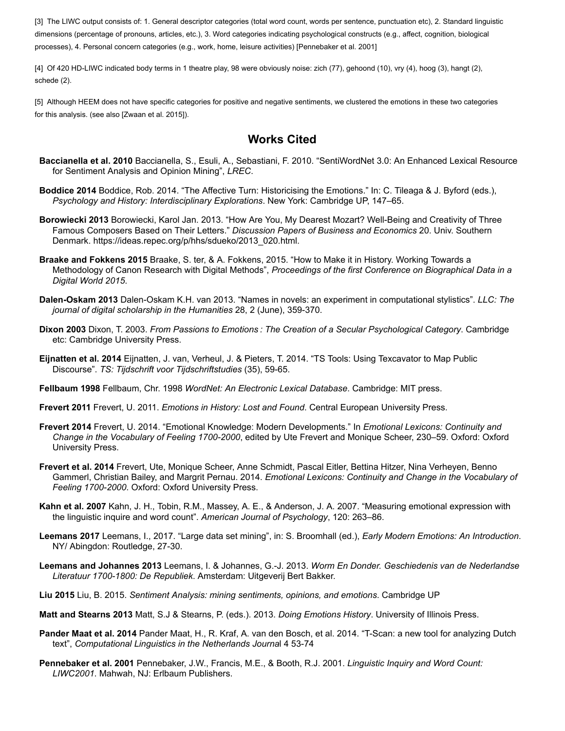[3] The LIWC output consists of: 1. General descriptor categories (total word count, words per sentence, punctuation etc), 2. Standard linguistic dimensions (percentage of pronouns, articles, etc.), 3. Word categories indicating psychological constructs (e.g., affect, cognition, biological processes), 4. Personal concern categories (e.g., work, home, leisure activities) [Pennebaker et al. 2001]

[4] Of 420 HD-LIWC indicated body terms in 1 theatre play, 98 were obviously noise: zich (77), gehoond (10), vry (4), hoog (3), hangt (2), schede (2).

[5] Although HEEM does not have specific categories for positive and negative sentiments, we clustered the emotions in these two categories for this analysis. (see also [Zwaan et al. 2015]).

## Works Cited

**Baccianella et al. 2010** Baccianella, S., Esuli, A., Sebastiani, F. 2010. “SentiWordNet 3.0: An Enhanced Lexical Resource for Sentiment Analysis and Opinion Mining”, *LREC*.

**Boddice 2014** Boddice, Rob. 2014. “The Affective Turn: Historicising the Emotions.” In: C. Tileaga & J. Byford (eds.), *Psychology and History: Interdisciplinary Explorations*. New York: Cambridge UP, 147–65.

**Borowiecki 2013** Borowiecki, Karol Jan. 2013. “How Are You, My Dearest Mozart? Well-Being and Creativity of Three Famous Composers Based on Their Letters.” *Discussion Papers of Business and Economics* 20. Univ. Southern Denmark. https://ideas.repec.org/p/hhs/sdueko/2013_020.html.

**Braake and Fokkens 2015** Braake, S. ter, & A. Fokkens, 2015. “How to Make it in History. Working Towards a Methodology of Canon Research with Digital Methods”, *Proceedings of the first Conference on Biographical Data in a Digital World 2015*.

**Dalen-Oskam 2013** Dalen-Oskam K.H. van 2013. “Names in novels: an experiment in computational stylistics”. *LLC: The journal of digital scholarship in the Humanities* 28, 2 (June), 359-370.

**Dixon 2003** Dixon, T. 2003. *From Passions to Emotions : The Creation of a Secular Psychological Category*. Cambridge etc: Cambridge University Press.

**Eijnatten et al. 2014** Eijnatten, J. van, Verheul, J. & Pieters, T. 2014. “TS Tools: Using Texcavator to Map Public Discourse”. *TS: Tijdschrift voor Tijdschriftstudies* (35), 59-65.

**Fellbaum 1998** Fellbaum, Chr. 1998 *WordNet: An Electronic Lexical Database*. Cambridge: MIT press.

**Frevert 2011** Frevert, U. 2011. *Emotions in History: Lost and Found*. Central European University Press.

**Frevert 2014** Frevert, U. 2014. “Emotional Knowledge: Modern Developments.” In *Emotional Lexicons: Continuity and Change in the Vocabulary of Feeling 1700-2000*, edited by Ute Frevert and Monique Scheer, 230–59. Oxford: Oxford University Press.

**Frevert et al. 2014** Frevert, Ute, Monique Scheer, Anne Schmidt, Pascal Eitler, Bettina Hitzer, Nina Verheyen, Benno Gammerl, Christian Bailey, and Margrit Pernau. 2014. *Emotional Lexicons: Continuity and Change in the Vocabulary of Feeling 1700-2000*. Oxford: Oxford University Press.

**Kahn et al. 2007** Kahn, J. H., Tobin, R.M., Massey, A. E., & Anderson, J. A. 2007. “Measuring emotional expression with the linguistic inquire and word count”. *American Journal of Psychology*, 120: 263–86.

**Leemans 2017** Leemans, I., 2017. “Large data set mining”, in: S. Broomhall (ed.), *Early Modern Emotions: An Introduction*. NY/ Abingdon: Routledge, 27-30.

**Leemans and Johannes 2013** Leemans, I. & Johannes, G.-J. 2013. *Worm En Donder. Geschiedenis van de Nederlandse Literatuur 1700-1800: De Republiek*. Amsterdam: Uitgeverij Bert Bakker.

**Liu 2015** Liu, B. 2015. *Sentiment Analysis: mining sentiments, opinions, and emotions*. Cambridge UP

**Matt and Stearns 2013** Matt, S.J & Stearns, P. (eds.). 2013. *Doing Emotions History*. University of Illinois Press.

**Pander Maat et al. 2014** Pander Maat, H., R. Kraf, A. van den Bosch, et al. 2014. “T-Scan: a new tool for analyzing Dutch text”, *Computational Linguistics in the Netherlands Journa*l 4 53-74

**Pennebaker et al. 2001** Pennebaker, J.W., Francis, M.E., & Booth, R.J. 2001. *Linguistic Inquiry and Word Count: LIWC2001*. Mahwah, NJ: Erlbaum Publishers.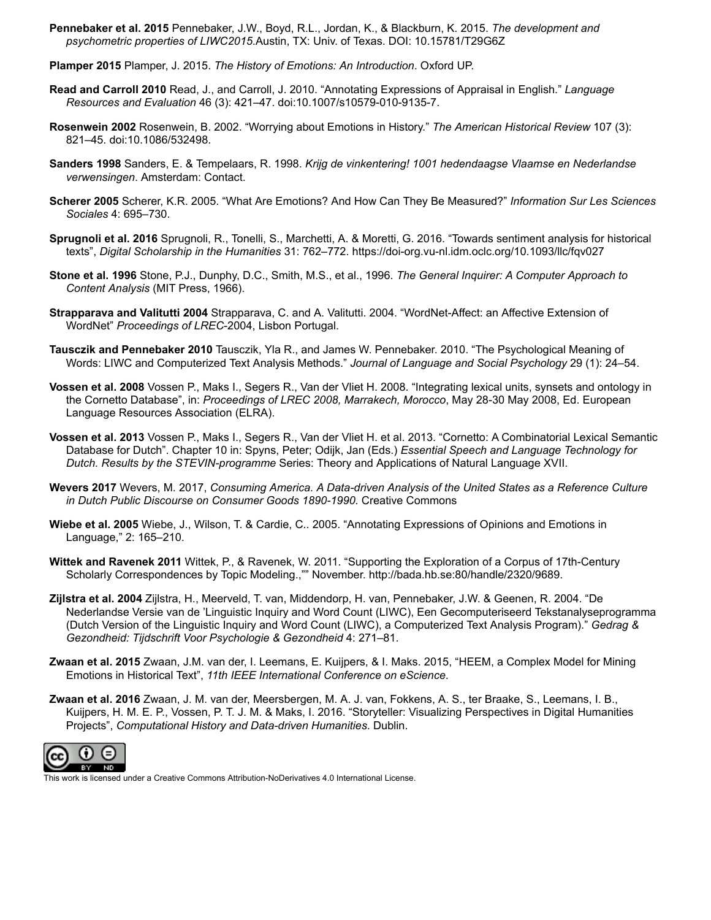**Pennebaker et al. 2015** Pennebaker, J.W., Boyd, R.L., Jordan, K., & Blackburn, K. 2015. *The development and psychometric properties of LIWC2015*.Austin, TX: Univ. of Texas. DOI: 10.15781/T29G6Z

**Plamper 2015** Plamper, J. 2015. *The History of Emotions: An Introduction*. Oxford UP.

**Read and Carroll 2010** Read, J., and Carroll, J. 2010. "Annotating Expressions of Appraisal in English." *Language Resources and Evaluation* 46 (3): 421–47. doi:10.1007/s10579-010-9135-7.

**Rosenwein 2002** Rosenwein, B. 2002. "Worrying about Emotions in History." *The American Historical Review* 107 (3): 821–45. doi:10.1086/532498.

**Sanders 1998** Sanders, E. & Tempelaars, R. 1998. *Krijg de vinkentering! 1001 hedendaagse Vlaamse en Nederlandse verwensingen*. Amsterdam: Contact.

**Scherer 2005** Scherer, K.R. 2005. "What Are Emotions? And How Can They Be Measured?" *Information Sur Les Sciences Sociales* 4: 695–730.

**Sprugnoli et al. 2016** Sprugnoli, R., Tonelli, S., Marchetti, A. & Moretti, G. 2016. "Towards sentiment analysis for historical texts", *Digital Scholarship in the Humanities* 31: 762–772. https://doi-org.vu-nl.idm.oclc.org/10.1093/llc/fqv027

**Stone et al. 1996** Stone, P.J., Dunphy, D.C., Smith, M.S., et al., 1996. *The General Inquirer: A Computer Approach to Content Analysis* (MIT Press, 1966).

**Strapparava and Valitutti 2004** Strapparava, C. and A. Valitutti. 2004. "WordNet-Affect: an Affective Extension of WordNet" *Proceedings of LREC*-2004, Lisbon Portugal.

**Tausczik and Pennebaker 2010** Tausczik, Yla R., and James W. Pennebaker. 2010. "The Psychological Meaning of Words: LIWC and Computerized Text Analysis Methods." *Journal of Language and Social Psychology* 29 (1): 24–54.

**Vossen et al. 2008** Vossen P., Maks I., Segers R., Van der Vliet H. 2008. "Integrating lexical units, synsets and ontology in the Cornetto Database", in: *Proceedings of LREC 2008, Marrakech, Morocco*, May 28-30 May 2008, Ed. European Language Resources Association (ELRA).

**Vossen et al. 2013** Vossen P., Maks I., Segers R., Van der Vliet H. et al. 2013. "Cornetto: A Combinatorial Lexical Semantic Database for Dutch". Chapter 10 in: Spyns, Peter; Odijk, Jan (Eds.) *Essential Speech and Language Technology for Dutch. Results by the STEVIN-programme* Series: Theory and Applications of Natural Language XVII.

**Wevers 2017** Wevers, M. 2017, *Consuming America. A Data-driven Analysis of the United States as a Reference Culture in Dutch Public Discourse on Consumer Goods 1890-1990.* Creative Commons

**Wiebe et al. 2005** Wiebe, J., Wilson, T. & Cardie, C.. 2005. "Annotating Expressions of Opinions and Emotions in Language," 2: 165–210.

**Wittek and Ravenek 2011** Wittek, P., & Ravenek, W. 2011. "Supporting the Exploration of a Corpus of 17th-Century Scholarly Correspondences by Topic Modeling.,"" November. http://bada.hb.se:80/handle/2320/9689.

**Zijlstra et al. 2004** Zijlstra, H., Meerveld, T. van, Middendorp, H. van, Pennebaker, J.W. & Geenen, R. 2004. "De Nederlandse Versie van de 'Linguistic Inquiry and Word Count (LIWC), Een Gecomputeriseerd Tekstanalyseprogramma (Dutch Version of the Linguistic Inquiry and Word Count (LIWC), a Computerized Text Analysis Program)." *Gedrag & Gezondheid: Tijdschrift Voor Psychologie & Gezondheid* 4: 271–81.

**Zwaan et al. 2015** Zwaan, J.M. van der, I. Leemans, E. Kuijpers, & I. Maks. 2015, "HEEM, a Complex Model for Mining Emotions in Historical Text", *11th IEEE International Conference on eScience*.

**Zwaan et al. 2016** Zwaan, J. M. van der, Meersbergen, M. A. J. van, Fokkens, A. S., ter Braake, S., Leemans, I. B., Kuijpers, H. M. E. P., Vossen, P. T. J. M. & Maks, I. 2016. "Storyteller: Visualizing Perspectives in Digital Humanities Projects", *Computational History and Data-driven Humanities*. Dublin.

This work is licensed under a Creative Commons Attribution-NoDerivatives 4.0 International License.